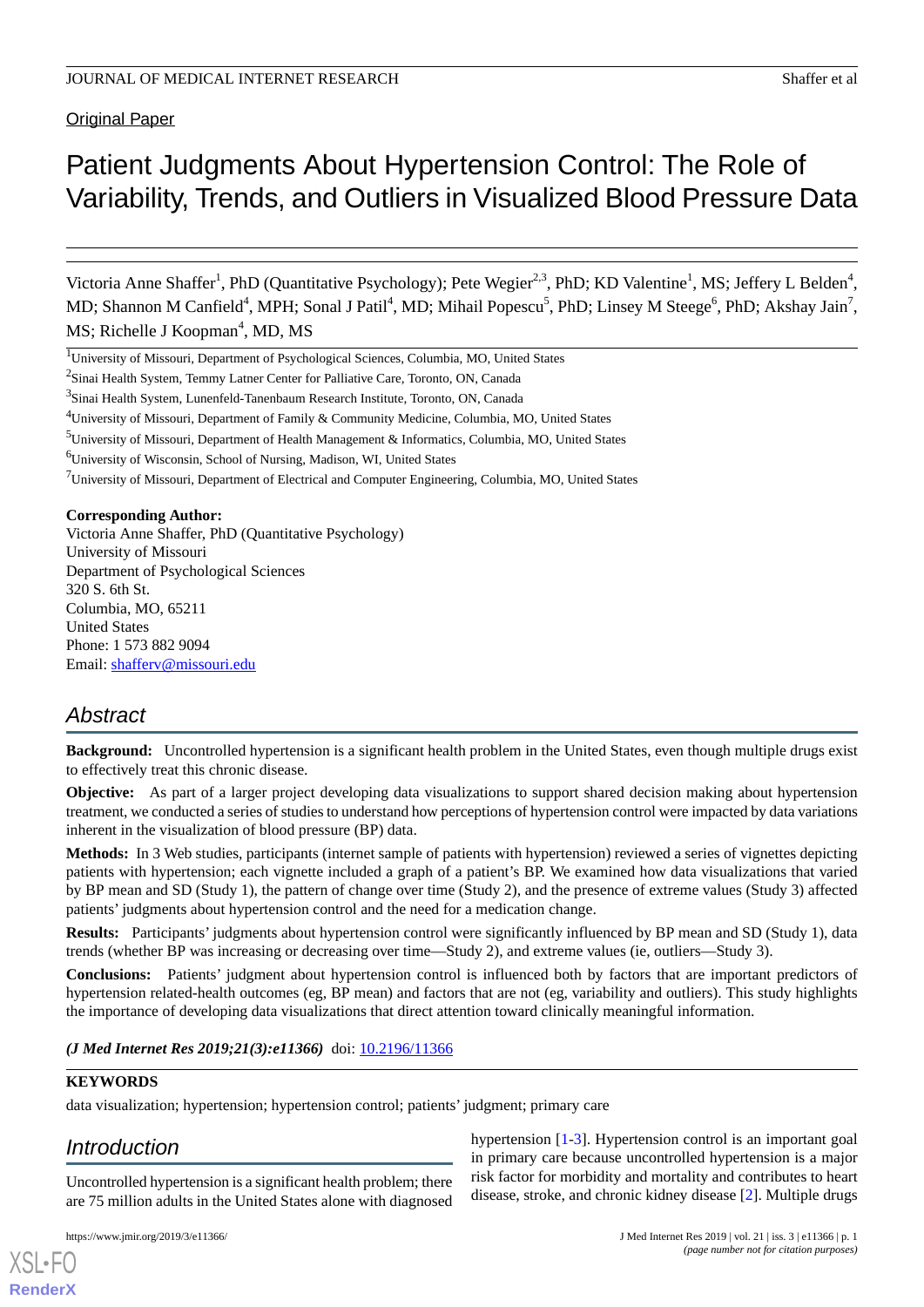Original Paper

# Patient Judgments About Hypertension Control: The Role of Variability, Trends, and Outliers in Visualized Blood Pressure Data

Victoria Anne Shaffer[1], PhD (Quantitative Psychology); Pete Wegier[2,3], PhD; KD Valentine[1], MS; Jeffery L Belden[4], MD; Shannon M Canfield[4], MPH; Sonal J Patil[4], MD; Mihail Popescu[5], PhD; Linsey M Steege[6], PhD; Akshay Jain[7], MS; Richelle J Koopman[4], MD, MS

[1]University of Missouri, Department of Psychological Sciences, Columbia, MO, United States
[2]Sinai Health System, Temmy Latner Center for Palliative Care, Toronto, ON, Canada
[3]Sinai Health System, Lunenfeld-Tanenbaum Research Institute, Toronto, ON, Canada
[4]University of Missouri, Department of Family & Community Medicine, Columbia, MO, United States
[5]University of Missouri, Department of Health Management & Informatics, Columbia, MO, United States
[6]University of Wisconsin, School of Nursing, Madison, WI, United States
[7]University of Missouri, Department of Electrical and Computer Engineering, Columbia, MO, United States

**Corresponding Author:**
Victoria Anne Shaffer, PhD (Quantitative Psychology)
University of Missouri
Department of Psychological Sciences
320 S. 6th St.
Columbia, MO, 65211
United States
Phone: 1 573 882 9094
Email: shafferv@missouri.edu

## Abstract

**Background:** Uncontrolled hypertension is a significant health problem in the United States, even though multiple drugs exist to effectively treat this chronic disease.

**Objective:** As part of a larger project developing data visualizations to support shared decision making about hypertension treatment, we conducted a series of studies to understand how perceptions of hypertension control were impacted by data variations inherent in the visualization of blood pressure (BP) data.

**Methods:** In 3 Web studies, participants (internet sample of patients with hypertension) reviewed a series of vignettes depicting patients with hypertension; each vignette included a graph of a patient's BP. We examined how data visualizations that varied by BP mean and SD (Study 1), the pattern of change over time (Study 2), and the presence of extreme values (Study 3) affected patients' judgments about hypertension control and the need for a medication change.

**Results:** Participants' judgments about hypertension control were significantly influenced by BP mean and SD (Study 1), data trends (whether BP was increasing or decreasing over time—Study 2), and extreme values (ie, outliers—Study 3).

**Conclusions:** Patients' judgment about hypertension control is influenced both by factors that are important predictors of hypertension related-health outcomes (eg, BP mean) and factors that are not (eg, variability and outliers). This study highlights the importance of developing data visualizations that direct attention toward clinically meaningful information.

***(J Med Internet Res 2019;21(3):e11366)*** doi: 10.2196/11366

**KEYWORDS**

data visualization; hypertension; hypertension control; patients' judgment; primary care

## Introduction

Uncontrolled hypertension is a significant health problem; there are 75 million adults in the United States alone with diagnosed hypertension [1-3]. Hypertension control is an important goal in primary care because uncontrolled hypertension is a major risk factor for morbidity and mortality and contributes to heart disease, stroke, and chronic kidney disease [2]. Multiple drugs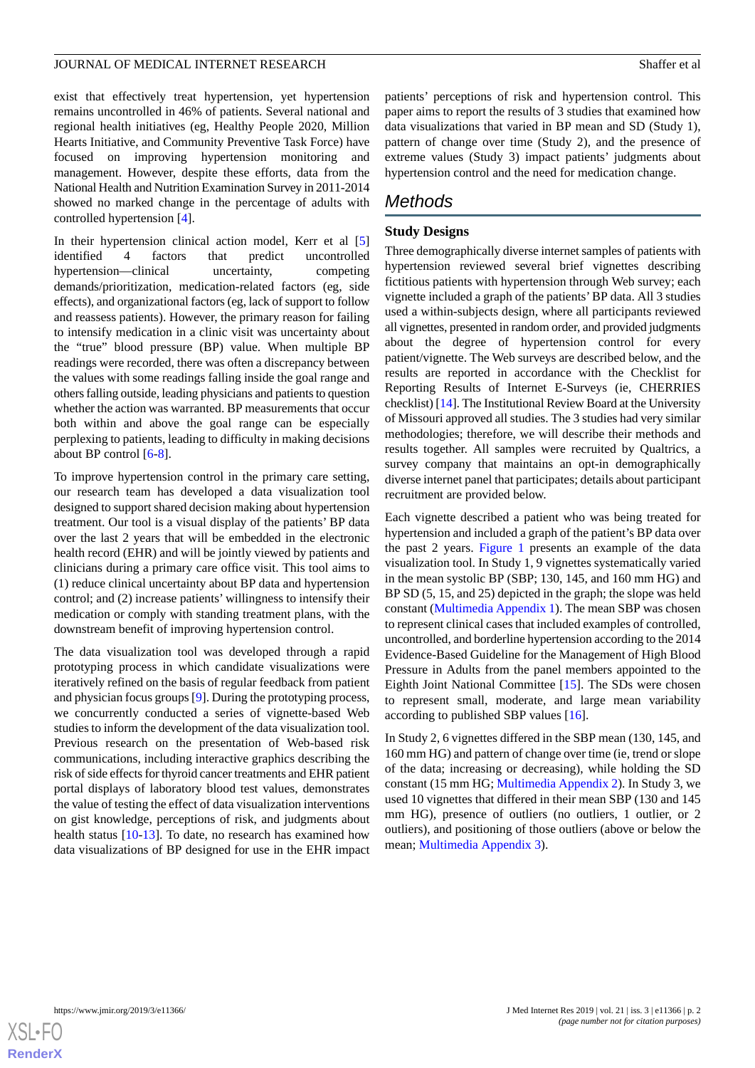exist that effectively treat hypertension, yet hypertension remains uncontrolled in 46% of patients. Several national and regional health initiatives (eg, Healthy People 2020, Million Hearts Initiative, and Community Preventive Task Force) have focused on improving hypertension monitoring and management. However, despite these efforts, data from the National Health and Nutrition Examination Survey in 2011-2014 showed no marked change in the percentage of adults with controlled hypertension [4].

In their hypertension clinical action model, Kerr et al [5] identified 4 factors that predict uncontrolled hypertension—clinical uncertainty, competing demands/prioritization, medication-related factors (eg, side effects), and organizational factors (eg, lack of support to follow and reassess patients). However, the primary reason for failing to intensify medication in a clinic visit was uncertainty about the "true" blood pressure (BP) value. When multiple BP readings were recorded, there was often a discrepancy between the values with some readings falling inside the goal range and others falling outside, leading physicians and patients to question whether the action was warranted. BP measurements that occur both within and above the goal range can be especially perplexing to patients, leading to difficulty in making decisions about BP control [6-8].

To improve hypertension control in the primary care setting, our research team has developed a data visualization tool designed to support shared decision making about hypertension treatment. Our tool is a visual display of the patients' BP data over the last 2 years that will be embedded in the electronic health record (EHR) and will be jointly viewed by patients and clinicians during a primary care office visit. This tool aims to (1) reduce clinical uncertainty about BP data and hypertension control; and (2) increase patients' willingness to intensify their medication or comply with standing treatment plans, with the downstream benefit of improving hypertension control.

The data visualization tool was developed through a rapid prototyping process in which candidate visualizations were iteratively refined on the basis of regular feedback from patient and physician focus groups [9]. During the prototyping process, we concurrently conducted a series of vignette-based Web studies to inform the development of the data visualization tool. Previous research on the presentation of Web-based risk communications, including interactive graphics describing the risk of side effects for thyroid cancer treatments and EHR patient portal displays of laboratory blood test values, demonstrates the value of testing the effect of data visualization interventions on gist knowledge, perceptions of risk, and judgments about health status [10-13]. To date, no research has examined how data visualizations of BP designed for use in the EHR impact patients' perceptions of risk and hypertension control. This paper aims to report the results of 3 studies that examined how data visualizations that varied in BP mean and SD (Study 1), pattern of change over time (Study 2), and the presence of extreme values (Study 3) impact patients' judgments about hypertension control and the need for medication change.

## Methods

### Study Designs

Three demographically diverse internet samples of patients with hypertension reviewed several brief vignettes describing fictitious patients with hypertension through Web survey; each vignette included a graph of the patients' BP data. All 3 studies used a within-subjects design, where all participants reviewed all vignettes, presented in random order, and provided judgments about the degree of hypertension control for every patient/vignette. The Web surveys are described below, and the results are reported in accordance with the Checklist for Reporting Results of Internet E-Surveys (ie, CHERRIES checklist) [14]. The Institutional Review Board at the University of Missouri approved all studies. The 3 studies had very similar methodologies; therefore, we will describe their methods and results together. All samples were recruited by Qualtrics, a survey company that maintains an opt-in demographically diverse internet panel that participates; details about participant recruitment are provided below.

Each vignette described a patient who was being treated for hypertension and included a graph of the patient's BP data over the past 2 years. Figure 1 presents an example of the data visualization tool. In Study 1, 9 vignettes systematically varied in the mean systolic BP (SBP; 130, 145, and 160 mm HG) and BP SD (5, 15, and 25) depicted in the graph; the slope was held constant (Multimedia Appendix 1). The mean SBP was chosen to represent clinical cases that included examples of controlled, uncontrolled, and borderline hypertension according to the 2014 Evidence-Based Guideline for the Management of High Blood Pressure in Adults from the panel members appointed to the Eighth Joint National Committee [15]. The SDs were chosen to represent small, moderate, and large mean variability according to published SBP values [16].

In Study 2, 6 vignettes differed in the SBP mean (130, 145, and 160 mm HG) and pattern of change over time (ie, trend or slope of the data; increasing or decreasing), while holding the SD constant (15 mm HG; Multimedia Appendix 2). In Study 3, we used 10 vignettes that differed in their mean SBP (130 and 145 mm HG), presence of outliers (no outliers, 1 outlier, or 2 outliers), and positioning of those outliers (above or below the mean; Multimedia Appendix 3).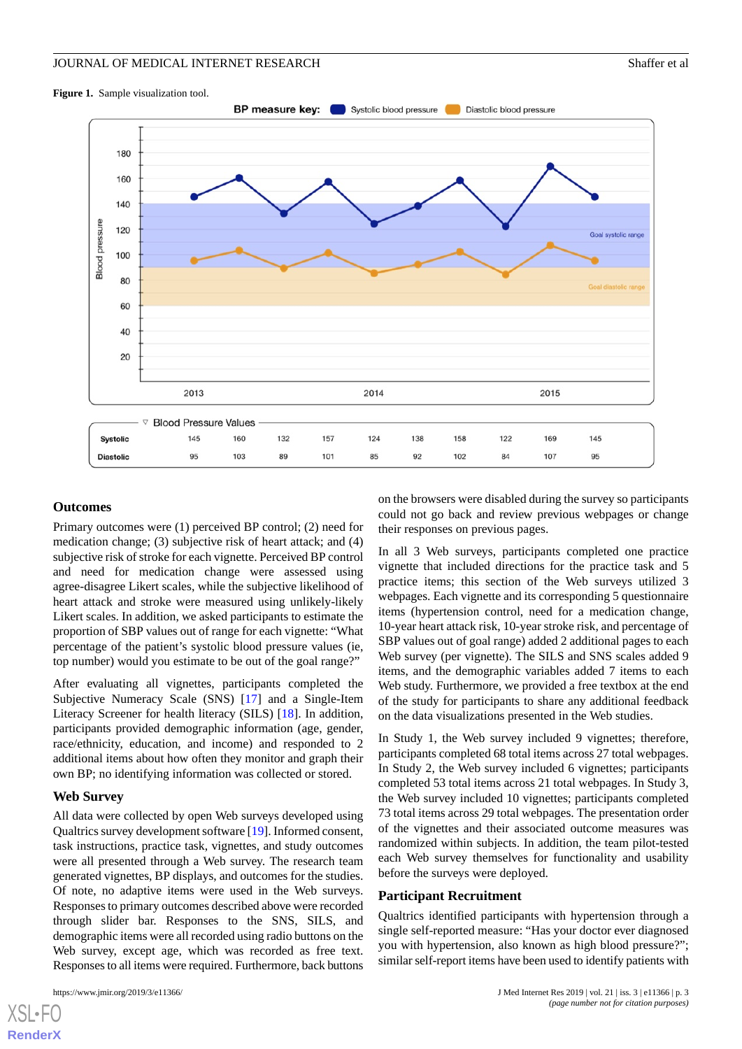**Figure 1.** Sample visualization tool.

| | | | | | | | | | | |
|---|---|---|---|---|---|---|---|---|---|---|
| Systolic | 145 | 160 | 132 | 157 | 124 | 138 | 158 | 122 | 169 | 145 |
| Diastolic | 95 | 103 | 89 | 101 | 85 | 92 | 102 | 84 | 107 | 95 |

### Outcomes

Primary outcomes were (1) perceived BP control; (2) need for medication change; (3) subjective risk of heart attack; and (4) subjective risk of stroke for each vignette. Perceived BP control and need for medication change were assessed using agree-disagree Likert scales, while the subjective likelihood of heart attack and stroke were measured using unlikely-likely Likert scales. In addition, we asked participants to estimate the proportion of SBP values out of range for each vignette: "What percentage of the patient's systolic blood pressure values (ie, top number) would you estimate to be out of the goal range?"

After evaluating all vignettes, participants completed the Subjective Numeracy Scale (SNS) [17] and a Single-Item Literacy Screener for health literacy (SILS) [18]. In addition, participants provided demographic information (age, gender, race/ethnicity, education, and income) and responded to 2 additional items about how often they monitor and graph their own BP; no identifying information was collected or stored.

### Web Survey

All data were collected by open Web surveys developed using Qualtrics survey development software [19]. Informed consent, task instructions, practice task, vignettes, and study outcomes were all presented through a Web survey. The research team generated vignettes, BP displays, and outcomes for the studies. Of note, no adaptive items were used in the Web surveys. Responses to primary outcomes described above were recorded through slider bar. Responses to the SNS, SILS, and demographic items were all recorded using radio buttons on the Web survey, except age, which was recorded as free text. Responses to all items were required. Furthermore, back buttons on the browsers were disabled during the survey so participants could not go back and review previous webpages or change their responses on previous pages.

In all 3 Web surveys, participants completed one practice vignette that included directions for the practice task and 5 practice items; this section of the Web surveys utilized 3 webpages. Each vignette and its corresponding 5 questionnaire items (hypertension control, need for a medication change, 10-year heart attack risk, 10-year stroke risk, and percentage of SBP values out of goal range) added 2 additional pages to each Web survey (per vignette). The SILS and SNS scales added 9 items, and the demographic variables added 7 items to each Web study. Furthermore, we provided a free textbox at the end of the study for participants to share any additional feedback on the data visualizations presented in the Web studies.

In Study 1, the Web survey included 9 vignettes; therefore, participants completed 68 total items across 27 total webpages. In Study 2, the Web survey included 6 vignettes; participants completed 53 total items across 21 total webpages. In Study 3, the Web survey included 10 vignettes; participants completed 73 total items across 29 total webpages. The presentation order of the vignettes and their associated outcome measures was randomized within subjects. In addition, the team pilot-tested each Web survey themselves for functionality and usability before the surveys were deployed.

### Participant Recruitment

Qualtrics identified participants with hypertension through a single self-reported measure: "Has your doctor ever diagnosed you with hypertension, also known as high blood pressure?"; similar self-report items have been used to identify patients with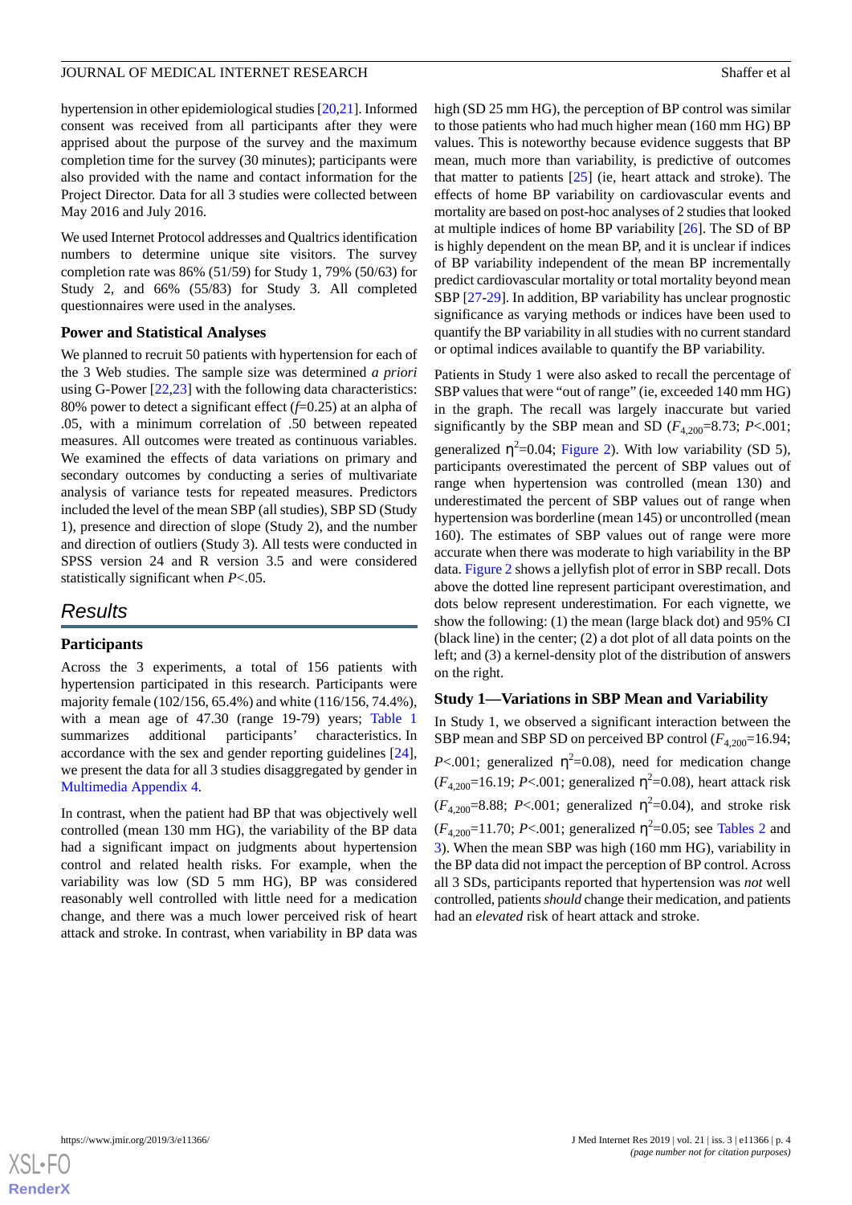hypertension in other epidemiological studies [20,21]. Informed consent was received from all participants after they were apprised about the purpose of the survey and the maximum completion time for the survey (30 minutes); participants were also provided with the name and contact information for the Project Director. Data for all 3 studies were collected between May 2016 and July 2016.

We used Internet Protocol addresses and Qualtrics identification numbers to determine unique site visitors. The survey completion rate was 86% (51/59) for Study 1, 79% (50/63) for Study 2, and 66% (55/83) for Study 3. All completed questionnaires were used in the analyses.

### Power and Statistical Analyses

We planned to recruit 50 patients with hypertension for each of the 3 Web studies. The sample size was determined *a priori* using G-Power [22,23] with the following data characteristics: 80% power to detect a significant effect ($f$=0.25) at an alpha of .05, with a minimum correlation of .50 between repeated measures. All outcomes were treated as continuous variables. We examined the effects of data variations on primary and secondary outcomes by conducting a series of multivariate analysis of variance tests for repeated measures. Predictors included the level of the mean SBP (all studies), SBP SD (Study 1), presence and direction of slope (Study 2), and the number and direction of outliers (Study 3). All tests were conducted in SPSS version 24 and R version 3.5 and were considered statistically significant when $P$<.05.

## Results

### Participants

Across the 3 experiments, a total of 156 patients with hypertension participated in this research. Participants were majority female (102/156, 65.4%) and white (116/156, 74.4%), with a mean age of 47.30 (range 19-79) years; Table 1 summarizes additional participants' characteristics. In accordance with the sex and gender reporting guidelines [24], we present the data for all 3 studies disaggregated by gender in Multimedia Appendix 4.

In contrast, when the patient had BP that was objectively well controlled (mean 130 mm HG), the variability of the BP data had a significant impact on judgments about hypertension control and related health risks. For example, when the variability was low (SD 5 mm HG), BP was considered reasonably well controlled with little need for a medication change, and there was a much lower perceived risk of heart attack and stroke. In contrast, when variability in BP data was high (SD 25 mm HG), the perception of BP control was similar to those patients who had much higher mean (160 mm HG) BP values. This is noteworthy because evidence suggests that BP mean, much more than variability, is predictive of outcomes that matter to patients [25] (ie, heart attack and stroke). The effects of home BP variability on cardiovascular events and mortality are based on post-hoc analyses of 2 studies that looked at multiple indices of home BP variability [26]. The SD of BP is highly dependent on the mean BP, and it is unclear if indices of BP variability independent of the mean BP incrementally predict cardiovascular mortality or total mortality beyond mean SBP [27-29]. In addition, BP variability has unclear prognostic significance as varying methods or indices have been used to quantify the BP variability in all studies with no current standard or optimal indices available to quantify the BP variability.

Patients in Study 1 were also asked to recall the percentage of SBP values that were "out of range" (ie, exceeded 140 mm HG) in the graph. The recall was largely inaccurate but varied significantly by the SBP mean and SD ($F_{4,200}$=8.73; $P$<.001; generalized $\eta^2$=0.04; Figure 2). With low variability (SD 5), participants overestimated the percent of SBP values out of range when hypertension was controlled (mean 130) and underestimated the percent of SBP values out of range when hypertension was borderline (mean 145) or uncontrolled (mean 160). The estimates of SBP values out of range were more accurate when there was moderate to high variability in the BP data. Figure 2 shows a jellyfish plot of error in SBP recall. Dots above the dotted line represent participant overestimation, and dots below represent underestimation. For each vignette, we show the following: (1) the mean (large black dot) and 95% CI (black line) in the center; (2) a dot plot of all data points on the left; and (3) a kernel-density plot of the distribution of answers on the right.

### Study 1—Variations in SBP Mean and Variability

In Study 1, we observed a significant interaction between the SBP mean and SBP SD on perceived BP control ($F_{4,200}$=16.94; $P$<.001; generalized $\eta^2$=0.08), need for medication change ($F_{4,200}$=16.19; $P$<.001; generalized $\eta^2$=0.08), heart attack risk ($F_{4,200}$=8.88; $P$<.001; generalized $\eta^2$=0.04), and stroke risk ($F_{4,200}$=11.70; $P$<.001; generalized $\eta^2$=0.05; see Tables 2 and 3). When the mean SBP was high (160 mm HG), variability in the BP data did not impact the perception of BP control. Across all 3 SDs, participants reported that hypertension was *not* well controlled, patients *should* change their medication, and patients had an *elevated* risk of heart attack and stroke.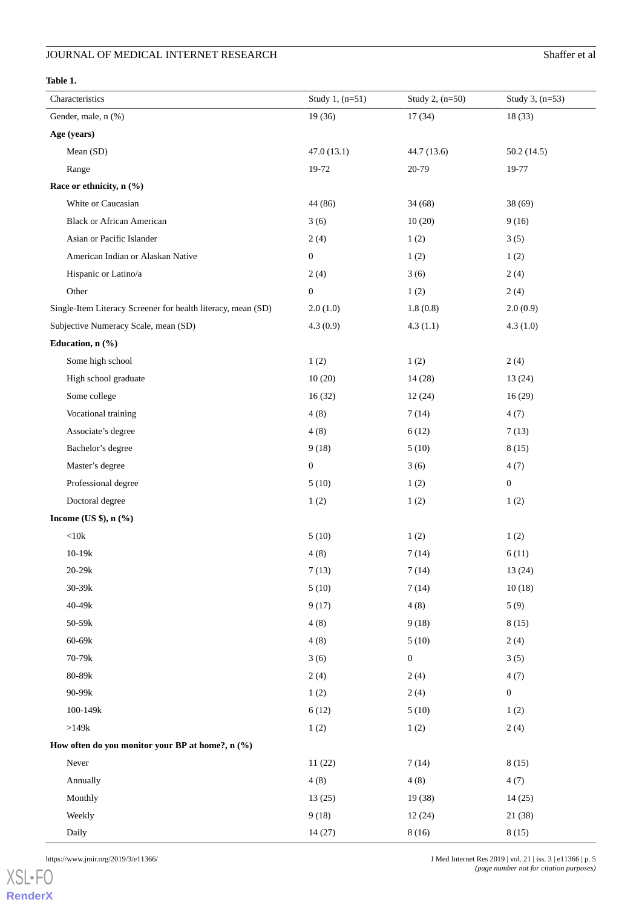**Table 1.**

| Characteristics | Study 1, (n=51) | Study 2, (n=50) | Study 3, (n=53) |
|---|---|---|---|
| Gender, male, n (%) | 19 (36) | 17 (34) | 18 (33) |
| **Age (years)** | | | |
| Mean (SD) | 47.0 (13.1) | 44.7 (13.6) | 50.2 (14.5) |
| Range | 19-72 | 20-79 | 19-77 |
| **Race or ethnicity, n (%)** | | | |
| White or Caucasian | 44 (86) | 34 (68) | 38 (69) |
| Black or African American | 3 (6) | 10 (20) | 9 (16) |
| Asian or Pacific Islander | 2 (4) | 1 (2) | 3 (5) |
| American Indian or Alaskan Native | 0 | 1 (2) | 1 (2) |
| Hispanic or Latino/a | 2 (4) | 3 (6) | 2 (4) |
| Other | 0 | 1 (2) | 2 (4) |
| Single-Item Literacy Screener for health literacy, mean (SD) | 2.0 (1.0) | 1.8 (0.8) | 2.0 (0.9) |
| Subjective Numeracy Scale, mean (SD) | 4.3 (0.9) | 4.3 (1.1) | 4.3 (1.0) |
| **Education, n (%)** | | | |
| Some high school | 1 (2) | 1 (2) | 2 (4) |
| High school graduate | 10 (20) | 14 (28) | 13 (24) |
| Some college | 16 (32) | 12 (24) | 16 (29) |
| Vocational training | 4 (8) | 7 (14) | 4 (7) |
| Associate's degree | 4 (8) | 6 (12) | 7 (13) |
| Bachelor's degree | 9 (18) | 5 (10) | 8 (15) |
| Master's degree | 0 | 3 (6) | 4 (7) |
| Professional degree | 5 (10) | 1 (2) | 0 |
| Doctoral degree | 1 (2) | 1 (2) | 1 (2) |
| **Income (US $), n (%)** | | | |
| <10k | 5 (10) | 1 (2) | 1 (2) |
| 10-19k | 4 (8) | 7 (14) | 6 (11) |
| 20-29k | 7 (13) | 7 (14) | 13 (24) |
| 30-39k | 5 (10) | 7 (14) | 10 (18) |
| 40-49k | 9 (17) | 4 (8) | 5 (9) |
| 50-59k | 4 (8) | 9 (18) | 8 (15) |
| 60-69k | 4 (8) | 5 (10) | 2 (4) |
| 70-79k | 3 (6) | 0 | 3 (5) |
| 80-89k | 2 (4) | 2 (4) | 4 (7) |
| 90-99k | 1 (2) | 2 (4) | 0 |
| 100-149k | 6 (12) | 5 (10) | 1 (2) |
| >149k | 1 (2) | 1 (2) | 2 (4) |
| **How often do you monitor your BP at home?, n (%)** | | | |
| Never | 11 (22) | 7 (14) | 8 (15) |
| Annually | 4 (8) | 4 (8) | 4 (7) |
| Monthly | 13 (25) | 19 (38) | 14 (25) |
| Weekly | 9 (18) | 12 (24) | 21 (38) |
| Daily | 14 (27) | 8 (16) | 8 (15) |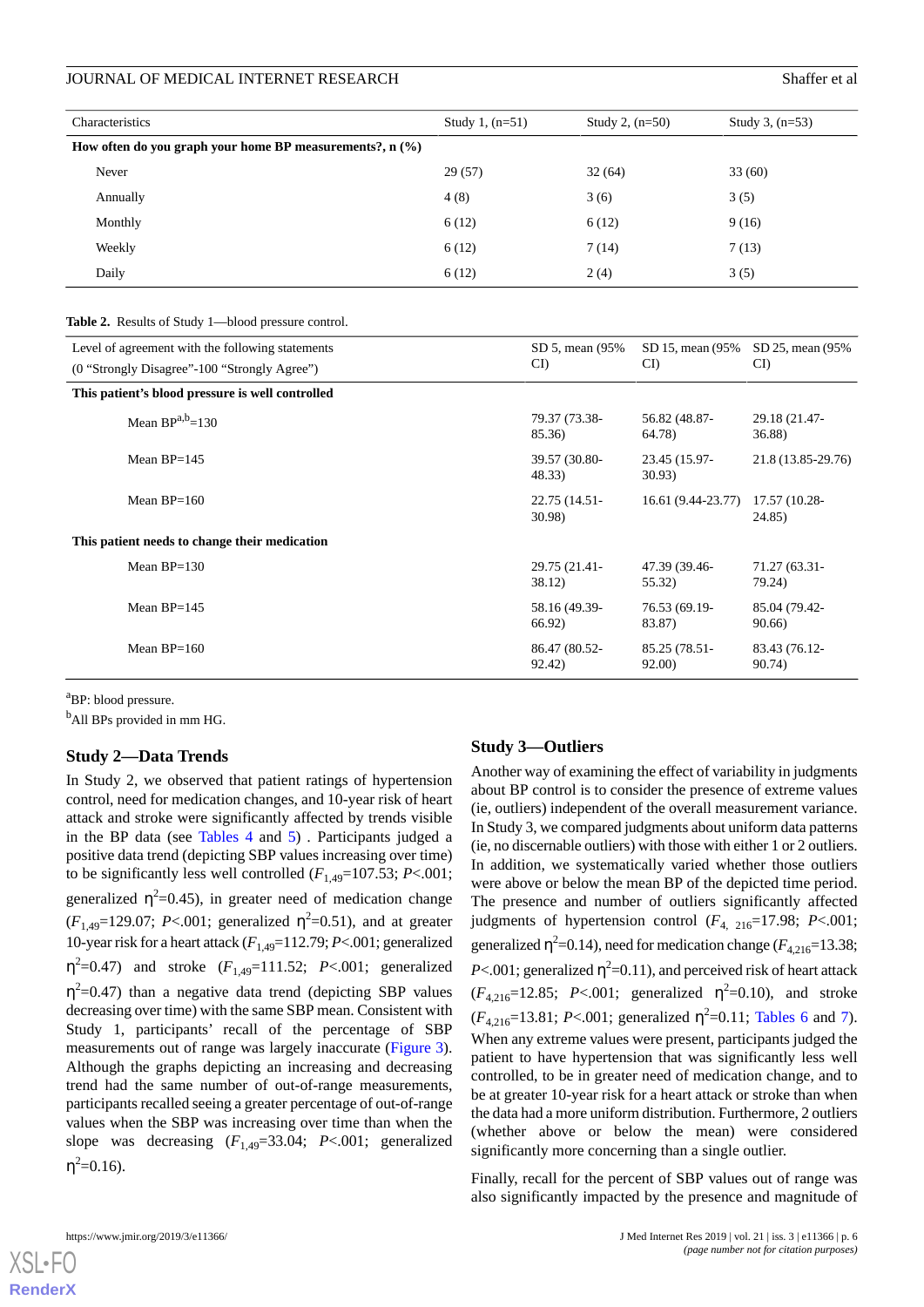| Characteristics | Study 1, (n=51) | Study 2, (n=50) | Study 3, (n=53) |
|---|---|---|---|
| **How often do you graph your home BP measurements?, n (%)** | | | |
| Never | 29 (57) | 32 (64) | 33 (60) |
| Annually | 4 (8) | 3 (6) | 3 (5) |
| Monthly | 6 (12) | 6 (12) | 9 (16) |
| Weekly | 6 (12) | 7 (14) | 7 (13) |
| Daily | 6 (12) | 2 (4) | 3 (5) |

**Table 2.** Results of Study 1—blood pressure control.

| Level of agreement with the following statements (0 "Strongly Disagree"-100 "Strongly Agree") | SD 5, mean (95% CI) | SD 15, mean (95% CI) | SD 25, mean (95% CI) |
|---|---|---|---|
| **This patient's blood pressure is well controlled** | | | |
| Mean BP[a,b]=130 | 79.37 (73.38-85.36) | 56.82 (48.87-64.78) | 29.18 (21.47-36.88) |
| Mean BP=145 | 39.57 (30.80-48.33) | 23.45 (15.97-30.93) | 21.8 (13.85-29.76) |
| Mean BP=160 | 22.75 (14.51-30.98) | 16.61 (9.44-23.77) | 17.57 (10.28-24.85) |
| **This patient needs to change their medication** | | | |
| Mean BP=130 | 29.75 (21.41-38.12) | 47.39 (39.46-55.32) | 71.27 (63.31-79.24) |
| Mean BP=145 | 58.16 (49.39-66.92) | 76.53 (69.19-83.87) | 85.04 (79.42-90.66) |
| Mean BP=160 | 86.47 (80.52-92.42) | 85.25 (78.51-92.00) | 83.43 (76.12-90.74) |

[a]BP: blood pressure.

[b]All BPs provided in mm HG.

### Study 2—Data Trends

In Study 2, we observed that patient ratings of hypertension control, need for medication changes, and 10-year risk of heart attack and stroke were significantly affected by trends visible in the BP data (see Tables 4 and 5) . Participants judged a positive data trend (depicting SBP values increasing over time) to be significantly less well controlled ($F_{1,49}$=107.53; $P$<.001; generalized $\eta^2$=0.45), in greater need of medication change ($F_{1,49}$=129.07; $P$<.001; generalized $\eta^2$=0.51), and at greater 10-year risk for a heart attack ($F_{1,49}$=112.79; $P$<.001; generalized $\eta^2$=0.47) and stroke ($F_{1,49}$=111.52; $P$<.001; generalized $\eta^2$=0.47) than a negative data trend (depicting SBP values decreasing over time) with the same SBP mean. Consistent with Study 1, participants' recall of the percentage of SBP measurements out of range was largely inaccurate (Figure 3). Although the graphs depicting an increasing and decreasing trend had the same number of out-of-range measurements, participants recalled seeing a greater percentage of out-of-range values when the SBP was increasing over time than when the slope was decreasing ($F_{1,49}$=33.04; $P$<.001; generalized $\eta^2$=0.16).

### Study 3—Outliers

Another way of examining the effect of variability in judgments about BP control is to consider the presence of extreme values (ie, outliers) independent of the overall measurement variance. In Study 3, we compared judgments about uniform data patterns (ie, no discernable outliers) with those with either 1 or 2 outliers. In addition, we systematically varied whether those outliers were above or below the mean BP of the depicted time period. The presence and number of outliers significantly affected judgments of hypertension control ($F_{4,\ 216}$=17.98; $P$<.001; generalized $\eta^2$=0.14), need for medication change ($F_{4,216}$=13.38; $P$<.001; generalized $\eta^2$=0.11), and perceived risk of heart attack ($F_{4,216}$=12.85; $P$<.001; generalized $\eta^2$=0.10), and stroke ($F_{4,216}$=13.81; $P$<.001; generalized $\eta^2$=0.11; Tables 6 and 7). When any extreme values were present, participants judged the patient to have hypertension that was significantly less well controlled, to be in greater need of medication change, and to be at greater 10-year risk for a heart attack or stroke than when the data had a more uniform distribution. Furthermore, 2 outliers (whether above or below the mean) were considered significantly more concerning than a single outlier.

Finally, recall for the percent of SBP values out of range was also significantly impacted by the presence and magnitude of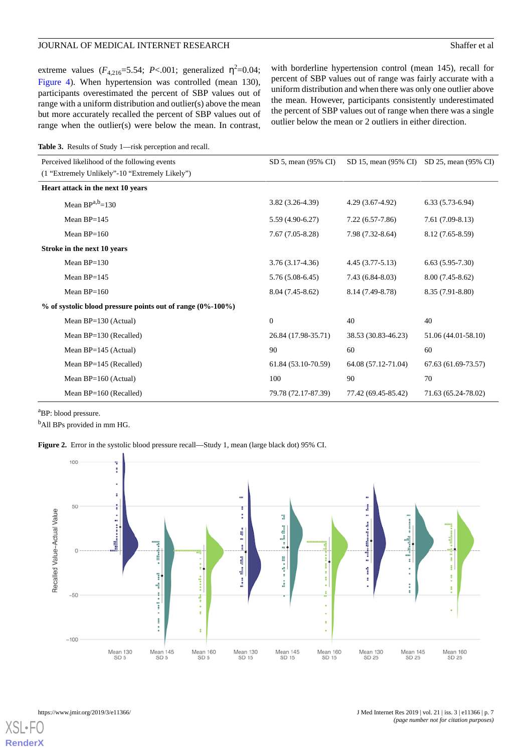extreme values ($F_{4,216}$=5.54; $P$<.001; generalized $\eta^2$=0.04; Figure 4). When hypertension was controlled (mean 130), participants overestimated the percent of SBP values out of range with a uniform distribution and outlier(s) above the mean but more accurately recalled the percent of SBP values out of range when the outlier(s) were below the mean. In contrast, with borderline hypertension control (mean 145), recall for percent of SBP values out of range was fairly accurate with a uniform distribution and when there was only one outlier above the mean. However, participants consistently underestimated the percent of SBP values out of range when there was a single outlier below the mean or 2 outliers in either direction.

**Table 3.** Results of Study 1—risk perception and recall.

| Perceived likelihood of the following events (1 "Extremely Unlikely"-10 "Extremely Likely") | SD 5, mean (95% CI) | SD 15, mean (95% CI) | SD 25, mean (95% CI) |
|---|---|---|---|
| **Heart attack in the next 10 years** | | | |
| Mean BP[a,b]=130 | 3.82 (3.26-4.39) | 4.29 (3.67-4.92) | 6.33 (5.73-6.94) |
| Mean BP=145 | 5.59 (4.90-6.27) | 7.22 (6.57-7.86) | 7.61 (7.09-8.13) |
| Mean BP=160 | 7.67 (7.05-8.28) | 7.98 (7.32-8.64) | 8.12 (7.65-8.59) |
| **Stroke in the next 10 years** | | | |
| Mean BP=130 | 3.76 (3.17-4.36) | 4.45 (3.77-5.13) | 6.63 (5.95-7.30) |
| Mean BP=145 | 5.76 (5.08-6.45) | 7.43 (6.84-8.03) | 8.00 (7.45-8.62) |
| Mean BP=160 | 8.04 (7.45-8.62) | 8.14 (7.49-8.78) | 8.35 (7.91-8.80) |
| **% of systolic blood pressure points out of range (0%-100%)** | | | |
| Mean BP=130 (Actual) | 0 | 40 | 40 |
| Mean BP=130 (Recalled) | 26.84 (17.98-35.71) | 38.53 (30.83-46.23) | 51.06 (44.01-58.10) |
| Mean BP=145 (Actual) | 90 | 60 | 60 |
| Mean BP=145 (Recalled) | 61.84 (53.10-70.59) | 64.08 (57.12-71.04) | 67.63 (61.69-73.57) |
| Mean BP=160 (Actual) | 100 | 90 | 70 |
| Mean BP=160 (Recalled) | 79.78 (72.17-87.39) | 77.42 (69.45-85.42) | 71.63 (65.24-78.02) |

[a]BP: blood pressure.

[b]All BPs provided in mm HG.

**Figure 2.** Error in the systolic blood pressure recall—Study 1, mean (large black dot) 95% CI.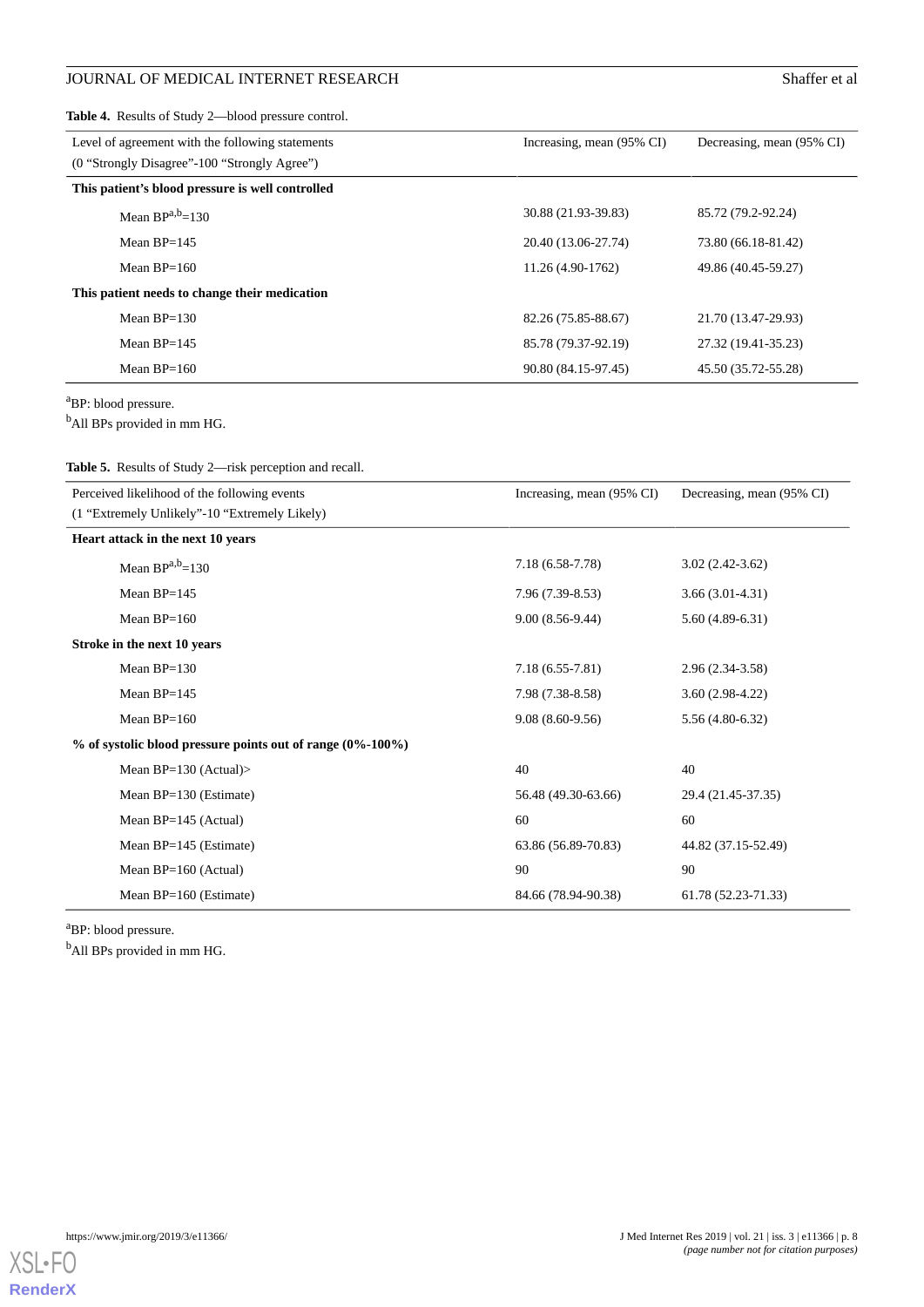**Table 4.** Results of Study 2—blood pressure control.

| Level of agreement with the following statements (0 “Strongly Disagree”-100 “Strongly Agree”) | Increasing, mean (95% CI) | Decreasing, mean (95% CI) |
|---|---|---|
| **This patient’s blood pressure is well controlled** | | |
| Mean BP[a,b]=130 | 30.88 (21.93-39.83) | 85.72 (79.2-92.24) |
| Mean BP=145 | 20.40 (13.06-27.74) | 73.80 (66.18-81.42) |
| Mean BP=160 | 11.26 (4.90-1762) | 49.86 (40.45-59.27) |
| **This patient needs to change their medication** | | |
| Mean BP=130 | 82.26 (75.85-88.67) | 21.70 (13.47-29.93) |
| Mean BP=145 | 85.78 (79.37-92.19) | 27.32 (19.41-35.23) |
| Mean BP=160 | 90.80 (84.15-97.45) | 45.50 (35.72-55.28) |

[a]BP: blood pressure.

[b]All BPs provided in mm HG.

**Table 5.** Results of Study 2—risk perception and recall.

| Perceived likelihood of the following events (1 “Extremely Unlikely”-10 “Extremely Likely) | Increasing, mean (95% CI) | Decreasing, mean (95% CI) |
|---|---|---|
| **Heart attack in the next 10 years** | | |
| Mean BP[a,b]=130 | 7.18 (6.58-7.78) | 3.02 (2.42-3.62) |
| Mean BP=145 | 7.96 (7.39-8.53) | 3.66 (3.01-4.31) |
| Mean BP=160 | 9.00 (8.56-9.44) | 5.60 (4.89-6.31) |
| **Stroke in the next 10 years** | | |
| Mean BP=130 | 7.18 (6.55-7.81) | 2.96 (2.34-3.58) |
| Mean BP=145 | 7.98 (7.38-8.58) | 3.60 (2.98-4.22) |
| Mean BP=160 | 9.08 (8.60-9.56) | 5.56 (4.80-6.32) |
| **% of systolic blood pressure points out of range (0%-100%)** | | |
| Mean BP=130 (Actual)> | 40 | 40 |
| Mean BP=130 (Estimate) | 56.48 (49.30-63.66) | 29.4 (21.45-37.35) |
| Mean BP=145 (Actual) | 60 | 60 |
| Mean BP=145 (Estimate) | 63.86 (56.89-70.83) | 44.82 (37.15-52.49) |
| Mean BP=160 (Actual) | 90 | 90 |
| Mean BP=160 (Estimate) | 84.66 (78.94-90.38) | 61.78 (52.23-71.33) |

[a]BP: blood pressure.

[b]All BPs provided in mm HG.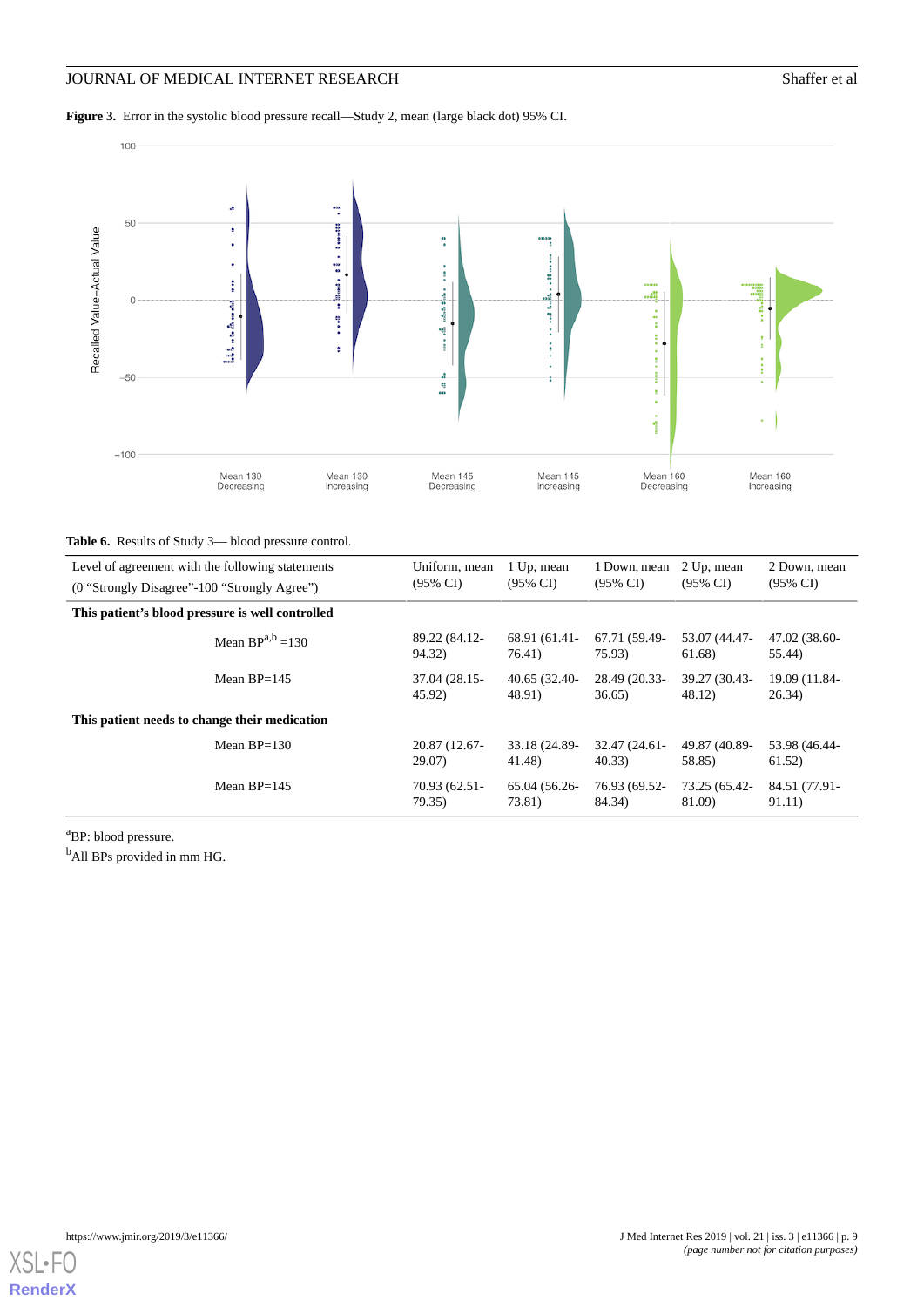**Figure 3.** Error in the systolic blood pressure recall—Study 2, mean (large black dot) 95% CI.

**Table 6.** Results of Study 3— blood pressure control.

| Level of agreement with the following statements (0 "Strongly Disagree"-100 "Strongly Agree") | Uniform, mean (95% CI) | 1 Up, mean (95% CI) | 1 Down, mean (95% CI) | 2 Up, mean (95% CI) | 2 Down, mean (95% CI) |
|---|---|---|---|---|---|
| **This patient's blood pressure is well controlled** | | | | | |
| Mean BP[a,b] =130 | 89.22 (84.12-94.32) | 68.91 (61.41-76.41) | 67.71 (59.49-75.93) | 53.07 (44.47-61.68) | 47.02 (38.60-55.44) |
| Mean BP=145 | 37.04 (28.15-45.92) | 40.65 (32.40-48.91) | 28.49 (20.33-36.65) | 39.27 (30.43-48.12) | 19.09 (11.84-26.34) |
| **This patient needs to change their medication** | | | | | |
| Mean BP=130 | 20.87 (12.67-29.07) | 33.18 (24.89-41.48) | 32.47 (24.61-40.33) | 49.87 (40.89-58.85) | 53.98 (46.44-61.52) |
| Mean BP=145 | 70.93 (62.51-79.35) | 65.04 (56.26-73.81) | 76.93 (69.52-84.34) | 73.25 (65.42-81.09) | 84.51 (77.91-91.11) |

[a]BP: blood pressure.

[b]All BPs provided in mm HG.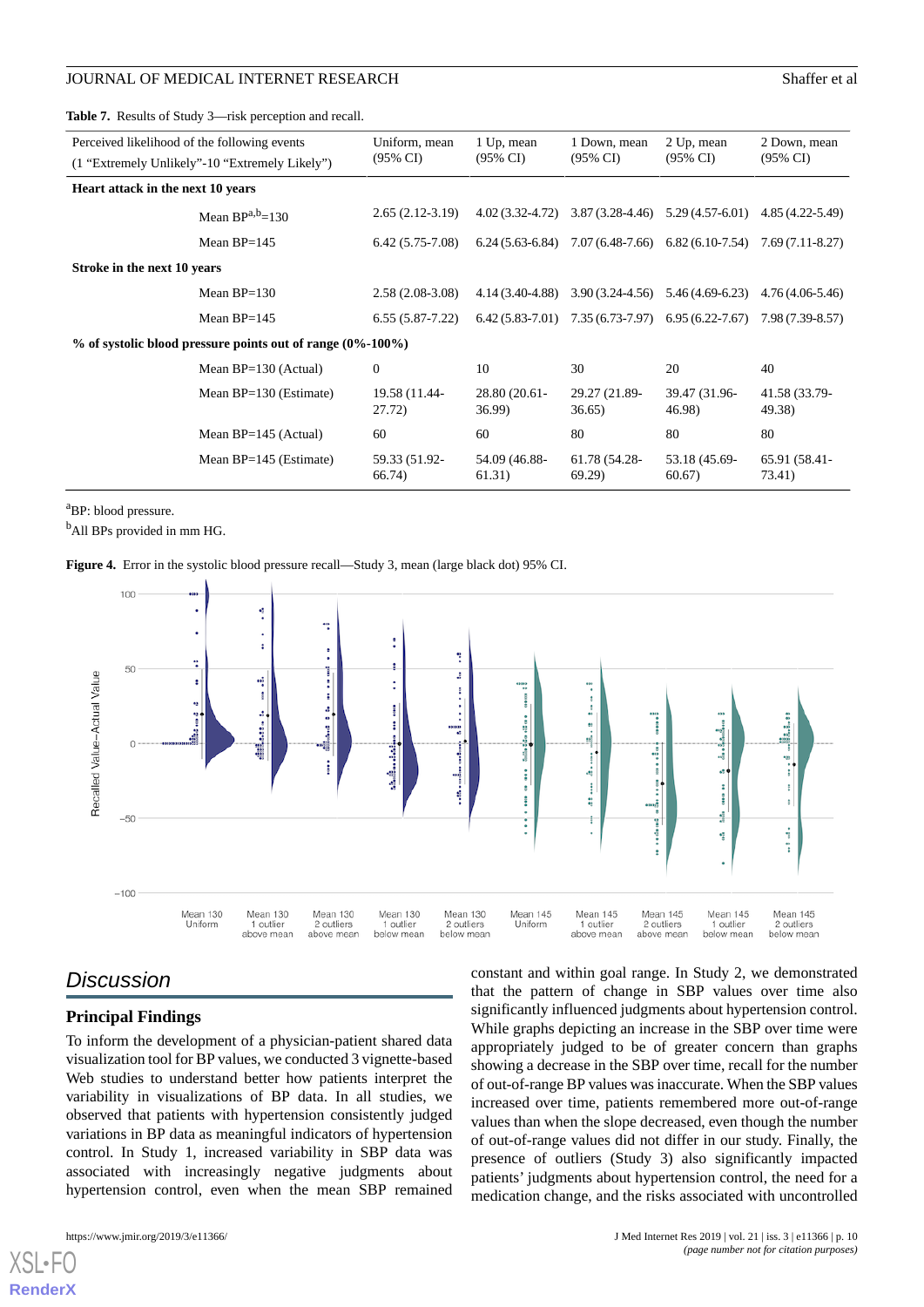**Table 7.** Results of Study 3—risk perception and recall.

| Perceived likelihood of the following events (1 "Extremely Unlikely"-10 "Extremely Likely") | Uniform, mean (95% CI) | 1 Up, mean (95% CI) | 1 Down, mean (95% CI) | 2 Up, mean (95% CI) | 2 Down, mean (95% CI) |
|---|---|---|---|---|---|
| **Heart attack in the next 10 years** | | | | | |
| Mean BP[a,b]=130 | 2.65 (2.12-3.19) | 4.02 (3.32-4.72) | 3.87 (3.28-4.46) | 5.29 (4.57-6.01) | 4.85 (4.22-5.49) |
| Mean BP=145 | 6.42 (5.75-7.08) | 6.24 (5.63-6.84) | 7.07 (6.48-7.66) | 6.82 (6.10-7.54) | 7.69 (7.11-8.27) |
| **Stroke in the next 10 years** | | | | | |
| Mean BP=130 | 2.58 (2.08-3.08) | 4.14 (3.40-4.88) | 3.90 (3.24-4.56) | 5.46 (4.69-6.23) | 4.76 (4.06-5.46) |
| Mean BP=145 | 6.55 (5.87-7.22) | 6.42 (5.83-7.01) | 7.35 (6.73-7.97) | 6.95 (6.22-7.67) | 7.98 (7.39-8.57) |
| **% of systolic blood pressure points out of range (0%-100%)** | | | | | |
| Mean BP=130 (Actual) | 0 | 10 | 30 | 20 | 40 |
| Mean BP=130 (Estimate) | 19.58 (11.44-27.72) | 28.80 (20.61-36.99) | 29.27 (21.89-36.65) | 39.47 (31.96-46.98) | 41.58 (33.79-49.38) |
| Mean BP=145 (Actual) | 60 | 60 | 80 | 80 | 80 |
| Mean BP=145 (Estimate) | 59.33 (51.92-66.74) | 54.09 (46.88-61.31) | 61.78 (54.28-69.29) | 53.18 (45.69-60.67) | 65.91 (58.41-73.41) |

[a]BP: blood pressure.

[b]All BPs provided in mm HG.

**Figure 4.** Error in the systolic blood pressure recall—Study 3, mean (large black dot) 95% CI.

## Discussion

### Principal Findings

To inform the development of a physician-patient shared data visualization tool for BP values, we conducted 3 vignette-based Web studies to understand better how patients interpret the variability in visualizations of BP data. In all studies, we observed that patients with hypertension consistently judged variations in BP data as meaningful indicators of hypertension control. In Study 1, increased variability in SBP data was associated with increasingly negative judgments about hypertension control, even when the mean SBP remained constant and within goal range. In Study 2, we demonstrated that the pattern of change in SBP values over time also significantly influenced judgments about hypertension control. While graphs depicting an increase in the SBP over time were appropriately judged to be of greater concern than graphs showing a decrease in the SBP over time, recall for the number of out-of-range BP values was inaccurate. When the SBP values increased over time, patients remembered more out-of-range values than when the slope decreased, even though the number of out-of-range values did not differ in our study. Finally, the presence of outliers (Study 3) also significantly impacted patients' judgments about hypertension control, the need for a medication change, and the risks associated with uncontrolled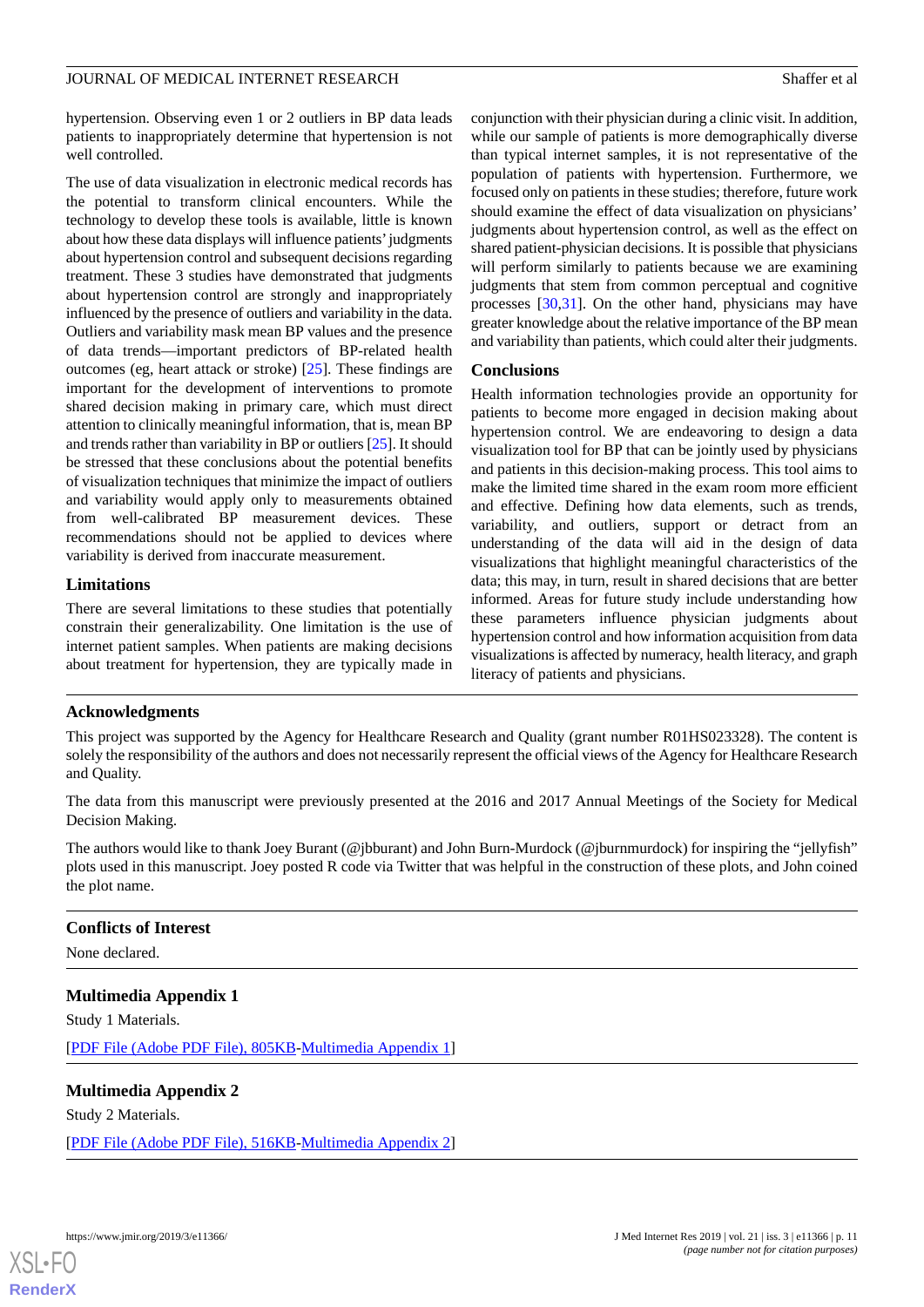hypertension. Observing even 1 or 2 outliers in BP data leads patients to inappropriately determine that hypertension is not well controlled.

The use of data visualization in electronic medical records has the potential to transform clinical encounters. While the technology to develop these tools is available, little is known about how these data displays will influence patients' judgments about hypertension control and subsequent decisions regarding treatment. These 3 studies have demonstrated that judgments about hypertension control are strongly and inappropriately influenced by the presence of outliers and variability in the data. Outliers and variability mask mean BP values and the presence of data trends—important predictors of BP-related health outcomes (eg, heart attack or stroke) [25]. These findings are important for the development of interventions to promote shared decision making in primary care, which must direct attention to clinically meaningful information, that is, mean BP and trends rather than variability in BP or outliers [25]. It should be stressed that these conclusions about the potential benefits of visualization techniques that minimize the impact of outliers and variability would apply only to measurements obtained from well-calibrated BP measurement devices. These recommendations should not be applied to devices where variability is derived from inaccurate measurement.

### Limitations

There are several limitations to these studies that potentially constrain their generalizability. One limitation is the use of internet patient samples. When patients are making decisions about treatment for hypertension, they are typically made in conjunction with their physician during a clinic visit. In addition, while our sample of patients is more demographically diverse than typical internet samples, it is not representative of the population of patients with hypertension. Furthermore, we focused only on patients in these studies; therefore, future work should examine the effect of data visualization on physicians' judgments about hypertension control, as well as the effect on shared patient-physician decisions. It is possible that physicians will perform similarly to patients because we are examining judgments that stem from common perceptual and cognitive processes [30,31]. On the other hand, physicians may have greater knowledge about the relative importance of the BP mean and variability than patients, which could alter their judgments.

### Conclusions

Health information technologies provide an opportunity for patients to become more engaged in decision making about hypertension control. We are endeavoring to design a data visualization tool for BP that can be jointly used by physicians and patients in this decision-making process. This tool aims to make the limited time shared in the exam room more efficient and effective. Defining how data elements, such as trends, variability, and outliers, support or detract from an understanding of the data will aid in the design of data visualizations that highlight meaningful characteristics of the data; this may, in turn, result in shared decisions that are better informed. Areas for future study include understanding how these parameters influence physician judgments about hypertension control and how information acquisition from data visualizations is affected by numeracy, health literacy, and graph literacy of patients and physicians.

## Acknowledgments

This project was supported by the Agency for Healthcare Research and Quality (grant number R01HS023328). The content is solely the responsibility of the authors and does not necessarily represent the official views of the Agency for Healthcare Research and Quality.

The data from this manuscript were previously presented at the 2016 and 2017 Annual Meetings of the Society for Medical Decision Making.

The authors would like to thank Joey Burant (@jbburant) and John Burn-Murdock (@jburnmurdock) for inspiring the "jellyfish" plots used in this manuscript. Joey posted R code via Twitter that was helpful in the construction of these plots, and John coined the plot name.

## Conflicts of Interest

None declared.

## Multimedia Appendix 1

Study 1 Materials.

[PDF File (Adobe PDF File), 805KB-Multimedia Appendix 1]

## Multimedia Appendix 2

Study 2 Materials.

[PDF File (Adobe PDF File), 516KB-Multimedia Appendix 2]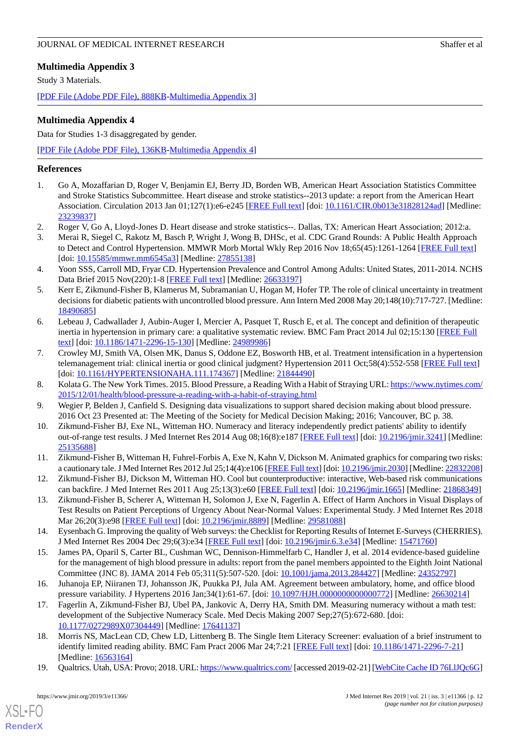## Multimedia Appendix 3

Study 3 Materials.

[PDF File (Adobe PDF File), 888KB-Multimedia Appendix 3]

## Multimedia Appendix 4

Data for Studies 1-3 disaggregated by gender.

[PDF File (Adobe PDF File), 136KB-Multimedia Appendix 4]

## References

1. Go A, Mozaffarian D, Roger V, Benjamin EJ, Berry JD, Borden WB, American Heart Association Statistics Committee and Stroke Statistics Subcommittee. Heart disease and stroke statistics--2013 update: a report from the American Heart Association. Circulation 2013 Jan 01;127(1):e6-e245 [FREE Full text] [doi: 10.1161/CIR.0b013e31828124ad] [Medline: 23239837]
2. Roger V, Go A, Lloyd-Jones D. Heart disease and stroke statistics--. Dallas, TX: American Heart Association; 2012:a.
3. Merai R, Siegel C, Rakotz M, Basch P, Wright J, Wong B, DHSc, et al. CDC Grand Rounds: A Public Health Approach to Detect and Control Hypertension. MMWR Morb Mortal Wkly Rep 2016 Nov 18;65(45):1261-1264 [FREE Full text] [doi: 10.15585/mmwr.mm6545a3] [Medline: 27855138]
4. Yoon SSS, Carroll MD, Fryar CD. Hypertension Prevalence and Control Among Adults: United States, 2011-2014. NCHS Data Brief 2015 Nov(220):1-8 [FREE Full text] [Medline: 26633197]
5. Kerr E, Zikmund-Fisher B, Klamerus M, Subramanian U, Hogan M, Hofer TP. The role of clinical uncertainty in treatment decisions for diabetic patients with uncontrolled blood pressure. Ann Intern Med 2008 May 20;148(10):717-727. [Medline: 18490685]
6. Lebeau J, Cadwallader J, Aubin-Auger I, Mercier A, Pasquet T, Rusch E, et al. The concept and definition of therapeutic inertia in hypertension in primary care: a qualitative systematic review. BMC Fam Pract 2014 Jul 02;15:130 [FREE Full text] [doi: 10.1186/1471-2296-15-130] [Medline: 24989986]
7. Crowley MJ, Smith VA, Olsen MK, Danus S, Oddone EZ, Bosworth HB, et al. Treatment intensification in a hypertension telemanagement trial: clinical inertia or good clinical judgment? Hypertension 2011 Oct;58(4):552-558 [FREE Full text] [doi: 10.1161/HYPERTENSIONAHA.111.174367] [Medline: 21844490]
8. Kolata G. The New York Times. 2015. Blood Pressure, a Reading With a Habit of Straying URL: https://www.nytimes.com/2015/12/01/health/blood-pressure-a-reading-with-a-habit-of-straying.html
9. Wegier P, Belden J, Canfield S. Designing data visualizations to support shared decision making about blood pressure. 2016 Oct 23 Presented at: The Meeting of the Society for Medical Decision Making; 2016; Vancouver, BC p. 38.
10. Zikmund-Fisher BJ, Exe NL, Witteman HO. Numeracy and literacy independently predict patients' ability to identify out-of-range test results. J Med Internet Res 2014 Aug 08;16(8):e187 [FREE Full text] [doi: 10.2196/jmir.3241] [Medline: 25135688]
11. Zikmund-Fisher B, Witteman H, Fuhrel-Forbis A, Exe N, Kahn V, Dickson M. Animated graphics for comparing two risks: a cautionary tale. J Med Internet Res 2012 Jul 25;14(4):e106 [FREE Full text] [doi: 10.2196/jmir.2030] [Medline: 22832208]
12. Zikmund-Fisher BJ, Dickson M, Witteman HO. Cool but counterproductive: interactive, Web-based risk communications can backfire. J Med Internet Res 2011 Aug 25;13(3):e60 [FREE Full text] [doi: 10.2196/jmir.1665] [Medline: 21868349]
13. Zikmund-Fisher B, Scherer A, Witteman H, Solomon J, Exe N, Fagerlin A. Effect of Harm Anchors in Visual Displays of Test Results on Patient Perceptions of Urgency About Near-Normal Values: Experimental Study. J Med Internet Res 2018 Mar 26;20(3):e98 [FREE Full text] [doi: 10.2196/jmir.8889] [Medline: 29581088]
14. Eysenbach G. Improving the quality of Web surveys: the Checklist for Reporting Results of Internet E-Surveys (CHERRIES). J Med Internet Res 2004 Dec 29;6(3):e34 [FREE Full text] [doi: 10.2196/jmir.6.3.e34] [Medline: 15471760]
15. James PA, Oparil S, Carter BL, Cushman WC, Dennison-Himmelfarb C, Handler J, et al. 2014 evidence-based guideline for the management of high blood pressure in adults: report from the panel members appointed to the Eighth Joint National Committee (JNC 8). JAMA 2014 Feb 05;311(5):507-520. [doi: 10.1001/jama.2013.284427] [Medline: 24352797]
16. Juhanoja EP, Niiranen TJ, Johansson JK, Puukka PJ, Jula AM. Agreement between ambulatory, home, and office blood pressure variability. J Hypertens 2016 Jan;34(1):61-67. [doi: 10.1097/HJH.0000000000000772] [Medline: 26630214]
17. Fagerlin A, Zikmund-Fisher BJ, Ubel PA, Jankovic A, Derry HA, Smith DM. Measuring numeracy without a math test: development of the Subjective Numeracy Scale. Med Decis Making 2007 Sep;27(5):672-680. [doi: 10.1177/0272989X07304449] [Medline: 17641137]
18. Morris NS, MacLean CD, Chew LD, Littenberg B. The Single Item Literacy Screener: evaluation of a brief instrument to identify limited reading ability. BMC Fam Pract 2006 Mar 24;7:21 [FREE Full text] [doi: 10.1186/1471-2296-7-21] [Medline: 16563164]
19. Qualtrics. Utah, USA: Provo; 2018. URL: https://www.qualtrics.com/ [accessed 2019-02-21] [WebCite Cache ID 76LlJQc6G]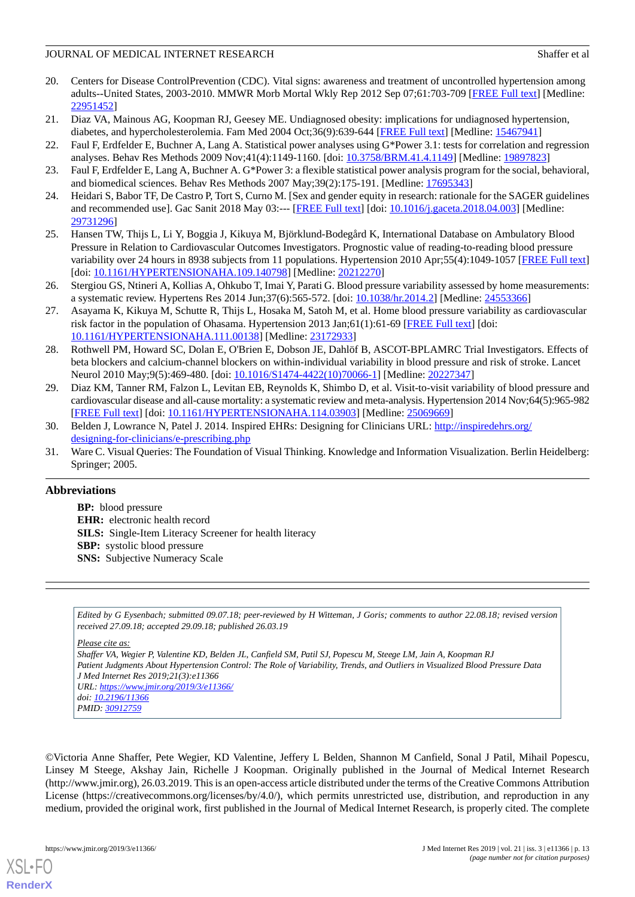20. Centers for Disease ControlPrevention (CDC). Vital signs: awareness and treatment of uncontrolled hypertension among adults--United States, 2003-2010. MMWR Morb Mortal Wkly Rep 2012 Sep 07;61:703-709 [FREE Full text] [Medline: 22951452]
21. Diaz VA, Mainous AG, Koopman RJ, Geesey ME. Undiagnosed obesity: implications for undiagnosed hypertension, diabetes, and hypercholesterolemia. Fam Med 2004 Oct;36(9):639-644 [FREE Full text] [Medline: 15467941]
22. Faul F, Erdfelder E, Buchner A, Lang A. Statistical power analyses using G*Power 3.1: tests for correlation and regression analyses. Behav Res Methods 2009 Nov;41(4):1149-1160. [doi: 10.3758/BRM.41.4.1149] [Medline: 19897823]
23. Faul F, Erdfelder E, Lang A, Buchner A. G*Power 3: a flexible statistical power analysis program for the social, behavioral, and biomedical sciences. Behav Res Methods 2007 May;39(2):175-191. [Medline: 17695343]
24. Heidari S, Babor TF, De Castro P, Tort S, Curno M. [Sex and gender equity in research: rationale for the SAGER guidelines and recommended use]. Gac Sanit 2018 May 03:--- [FREE Full text] [doi: 10.1016/j.gaceta.2018.04.003] [Medline: 29731296]
25. Hansen TW, Thijs L, Li Y, Boggia J, Kikuya M, Björklund-Bodegård K, International Database on Ambulatory Blood Pressure in Relation to Cardiovascular Outcomes Investigators. Prognostic value of reading-to-reading blood pressure variability over 24 hours in 8938 subjects from 11 populations. Hypertension 2010 Apr;55(4):1049-1057 [FREE Full text] [doi: 10.1161/HYPERTENSIONAHA.109.140798] [Medline: 20212270]
26. Stergiou GS, Ntineri A, Kollias A, Ohkubo T, Imai Y, Parati G. Blood pressure variability assessed by home measurements: a systematic review. Hypertens Res 2014 Jun;37(6):565-572. [doi: 10.1038/hr.2014.2] [Medline: 24553366]
27. Asayama K, Kikuya M, Schutte R, Thijs L, Hosaka M, Satoh M, et al. Home blood pressure variability as cardiovascular risk factor in the population of Ohasama. Hypertension 2013 Jan;61(1):61-69 [FREE Full text] [doi: 10.1161/HYPERTENSIONAHA.111.00138] [Medline: 23172933]
28. Rothwell PM, Howard SC, Dolan E, O'Brien E, Dobson JE, Dahlöf B, ASCOT-BPLAMRC Trial Investigators. Effects of beta blockers and calcium-channel blockers on within-individual variability in blood pressure and risk of stroke. Lancet Neurol 2010 May;9(5):469-480. [doi: 10.1016/S1474-4422(10)70066-1] [Medline: 20227347]
29. Diaz KM, Tanner RM, Falzon L, Levitan EB, Reynolds K, Shimbo D, et al. Visit-to-visit variability of blood pressure and cardiovascular disease and all-cause mortality: a systematic review and meta-analysis. Hypertension 2014 Nov;64(5):965-982 [FREE Full text] [doi: 10.1161/HYPERTENSIONAHA.114.03903] [Medline: 25069669]
30. Belden J, Lowrance N, Patel J. 2014. Inspired EHRs: Designing for Clinicians URL: http://inspiredehrs.org/designing-for-clinicians/e-prescribing.php
31. Ware C. Visual Queries: The Foundation of Visual Thinking. Knowledge and Information Visualization. Berlin Heidelberg: Springer; 2005.

## Abbreviations

**BP:** blood pressure
**EHR:** electronic health record
**SILS:** Single-Item Literacy Screener for health literacy
**SBP:** systolic blood pressure
**SNS:** Subjective Numeracy Scale

*Edited by G Eysenbach; submitted 09.07.18; peer-reviewed by H Witteman, J Goris; comments to author 22.08.18; revised version received 27.09.18; accepted 29.09.18; published 26.03.19*

*Please cite as:*
*Shaffer VA, Wegier P, Valentine KD, Belden JL, Canfield SM, Patil SJ, Popescu M, Steege LM, Jain A, Koopman RJ*
*Patient Judgments About Hypertension Control: The Role of Variability, Trends, and Outliers in Visualized Blood Pressure Data*
*J Med Internet Res 2019;21(3):e11366*
*URL: https://www.jmir.org/2019/3/e11366/*
*doi: 10.2196/11366*
*PMID: 30912759*

©Victoria Anne Shaffer, Pete Wegier, KD Valentine, Jeffery L Belden, Shannon M Canfield, Sonal J Patil, Mihail Popescu, Linsey M Steege, Akshay Jain, Richelle J Koopman. Originally published in the Journal of Medical Internet Research (http://www.jmir.org), 26.03.2019. This is an open-access article distributed under the terms of the Creative Commons Attribution License (https://creativecommons.org/licenses/by/4.0/), which permits unrestricted use, distribution, and reproduction in any medium, provided the original work, first published in the Journal of Medical Internet Research, is properly cited. The complete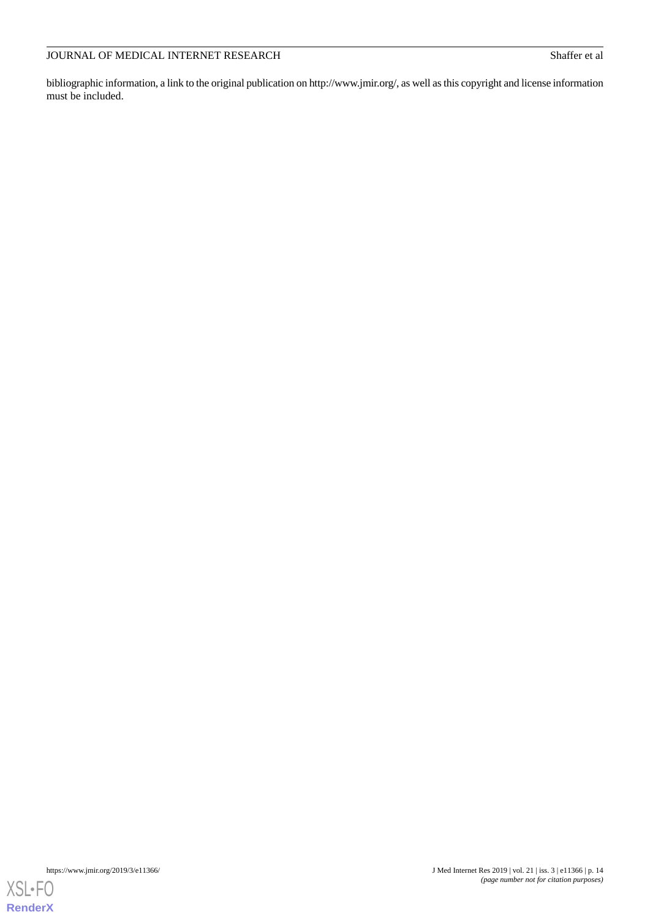bibliographic information, a link to the original publication on http://www.jmir.org/, as well as this copyright and license information must be included.